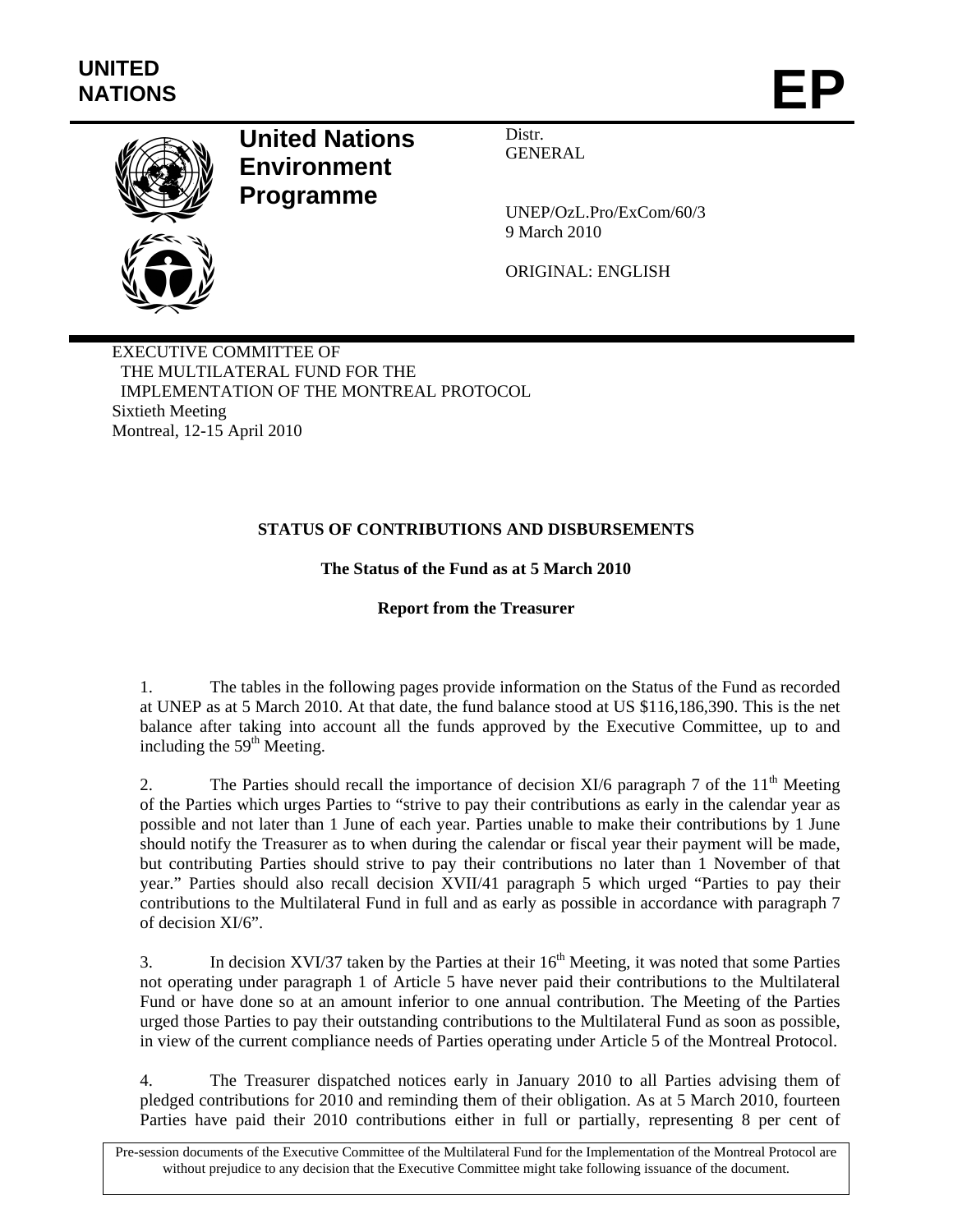UNITED NATIONS

EP

**United Nations Environment Programme**

Distr.
GENERAL

UNEP/OzL.Pro/ExCom/60/3
9 March 2010

ORIGINAL: ENGLISH

EXECUTIVE COMMITTEE OF
THE MULTILATERAL FUND FOR THE
IMPLEMENTATION OF THE MONTREAL PROTOCOL
Sixtieth Meeting
Montreal, 12-15 April 2010

**STATUS OF CONTRIBUTIONS AND DISBURSEMENTS**

**The Status of the Fund as at 5 March 2010**

**Report from the Treasurer**

1. The tables in the following pages provide information on the Status of the Fund as recorded at UNEP as at 5 March 2010. At that date, the fund balance stood at US $116,186,390. This is the net balance after taking into account all the funds approved by the Executive Committee, up to and including the 59th Meeting.

2. The Parties should recall the importance of decision XI/6 paragraph 7 of the 11th Meeting of the Parties which urges Parties to "strive to pay their contributions as early in the calendar year as possible and not later than 1 June of each year. Parties unable to make their contributions by 1 June should notify the Treasurer as to when during the calendar or fiscal year their payment will be made, but contributing Parties should strive to pay their contributions no later than 1 November of that year." Parties should also recall decision XVII/41 paragraph 5 which urged "Parties to pay their contributions to the Multilateral Fund in full and as early as possible in accordance with paragraph 7 of decision XI/6".

3. In decision XVI/37 taken by the Parties at their 16th Meeting, it was noted that some Parties not operating under paragraph 1 of Article 5 have never paid their contributions to the Multilateral Fund or have done so at an amount inferior to one annual contribution. The Meeting of the Parties urged those Parties to pay their outstanding contributions to the Multilateral Fund as soon as possible, in view of the current compliance needs of Parties operating under Article 5 of the Montreal Protocol.

4. The Treasurer dispatched notices early in January 2010 to all Parties advising them of pledged contributions for 2010 and reminding them of their obligation. As at 5 March 2010, fourteen Parties have paid their 2010 contributions either in full or partially, representing 8 per cent of

Pre-session documents of the Executive Committee of the Multilateral Fund for the Implementation of the Montreal Protocol are without prejudice to any decision that the Executive Committee might take following issuance of the document.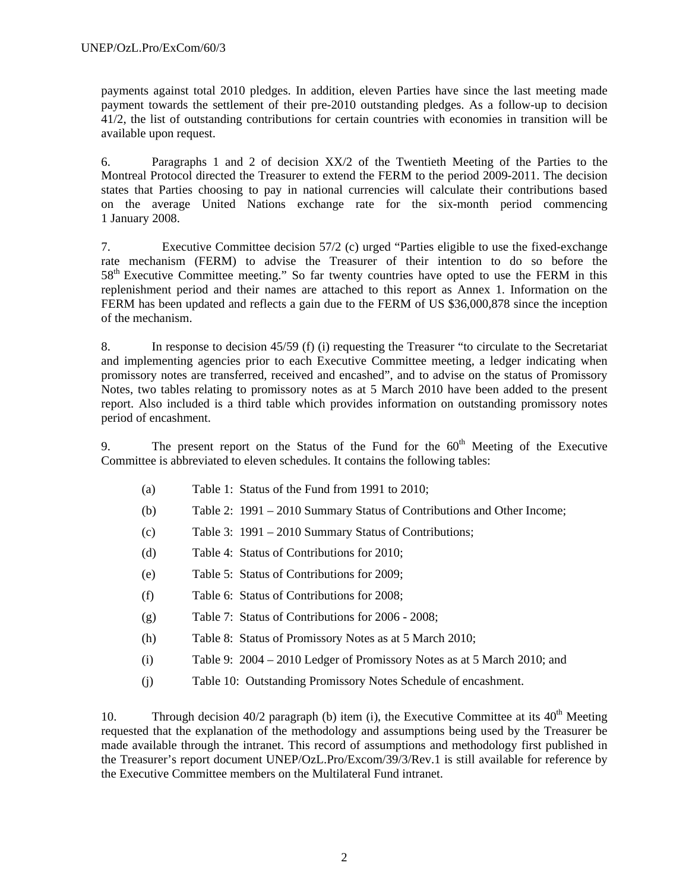payments against total 2010 pledges. In addition, eleven Parties have since the last meeting made payment towards the settlement of their pre-2010 outstanding pledges. As a follow-up to decision 41/2, the list of outstanding contributions for certain countries with economies in transition will be available upon request.

6. Paragraphs 1 and 2 of decision XX/2 of the Twentieth Meeting of the Parties to the Montreal Protocol directed the Treasurer to extend the FERM to the period 2009-2011. The decision states that Parties choosing to pay in national currencies will calculate their contributions based on the average United Nations exchange rate for the six-month period commencing 1 January 2008.

7. Executive Committee decision 57/2 (c) urged "Parties eligible to use the fixed-exchange rate mechanism (FERM) to advise the Treasurer of their intention to do so before the 58th Executive Committee meeting." So far twenty countries have opted to use the FERM in this replenishment period and their names are attached to this report as Annex 1. Information on the FERM has been updated and reflects a gain due to the FERM of US $36,000,878 since the inception of the mechanism.

8. In response to decision 45/59 (f) (i) requesting the Treasurer "to circulate to the Secretariat and implementing agencies prior to each Executive Committee meeting, a ledger indicating when promissory notes are transferred, received and encashed", and to advise on the status of Promissory Notes, two tables relating to promissory notes as at 5 March 2010 have been added to the present report. Also included is a third table which provides information on outstanding promissory notes period of encashment.

9. The present report on the Status of the Fund for the 60th Meeting of the Executive Committee is abbreviated to eleven schedules. It contains the following tables:

(a) Table 1: Status of the Fund from 1991 to 2010;

(b) Table 2: 1991 – 2010 Summary Status of Contributions and Other Income;

(c) Table 3: 1991 – 2010 Summary Status of Contributions;

(d) Table 4: Status of Contributions for 2010;

(e) Table 5: Status of Contributions for 2009;

(f) Table 6: Status of Contributions for 2008;

(g) Table 7: Status of Contributions for 2006 - 2008;

(h) Table 8: Status of Promissory Notes as at 5 March 2010;

(i) Table 9: 2004 – 2010 Ledger of Promissory Notes as at 5 March 2010; and

(j) Table 10: Outstanding Promissory Notes Schedule of encashment.

10. Through decision 40/2 paragraph (b) item (i), the Executive Committee at its 40th Meeting requested that the explanation of the methodology and assumptions being used by the Treasurer be made available through the intranet. This record of assumptions and methodology first published in the Treasurer's report document UNEP/OzL.Pro/Excom/39/3/Rev.1 is still available for reference by the Executive Committee members on the Multilateral Fund intranet.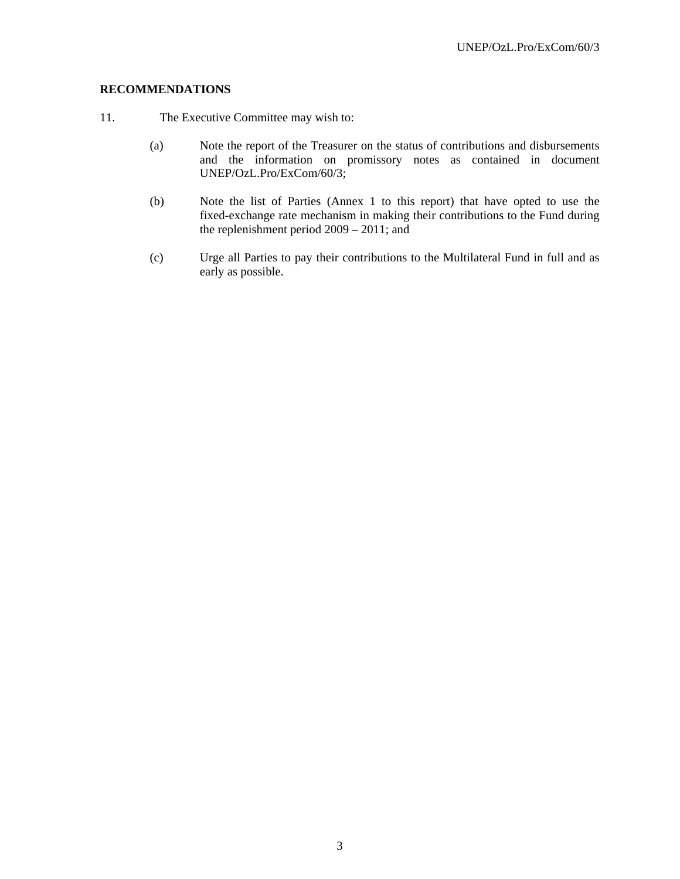**RECOMMENDATIONS**

11. The Executive Committee may wish to:

(a) Note the report of the Treasurer on the status of contributions and disbursements and the information on promissory notes as contained in document UNEP/OzL.Pro/ExCom/60/3;

(b) Note the list of Parties (Annex 1 to this report) that have opted to use the fixed-exchange rate mechanism in making their contributions to the Fund during the replenishment period 2009 – 2011; and

(c) Urge all Parties to pay their contributions to the Multilateral Fund in full and as early as possible.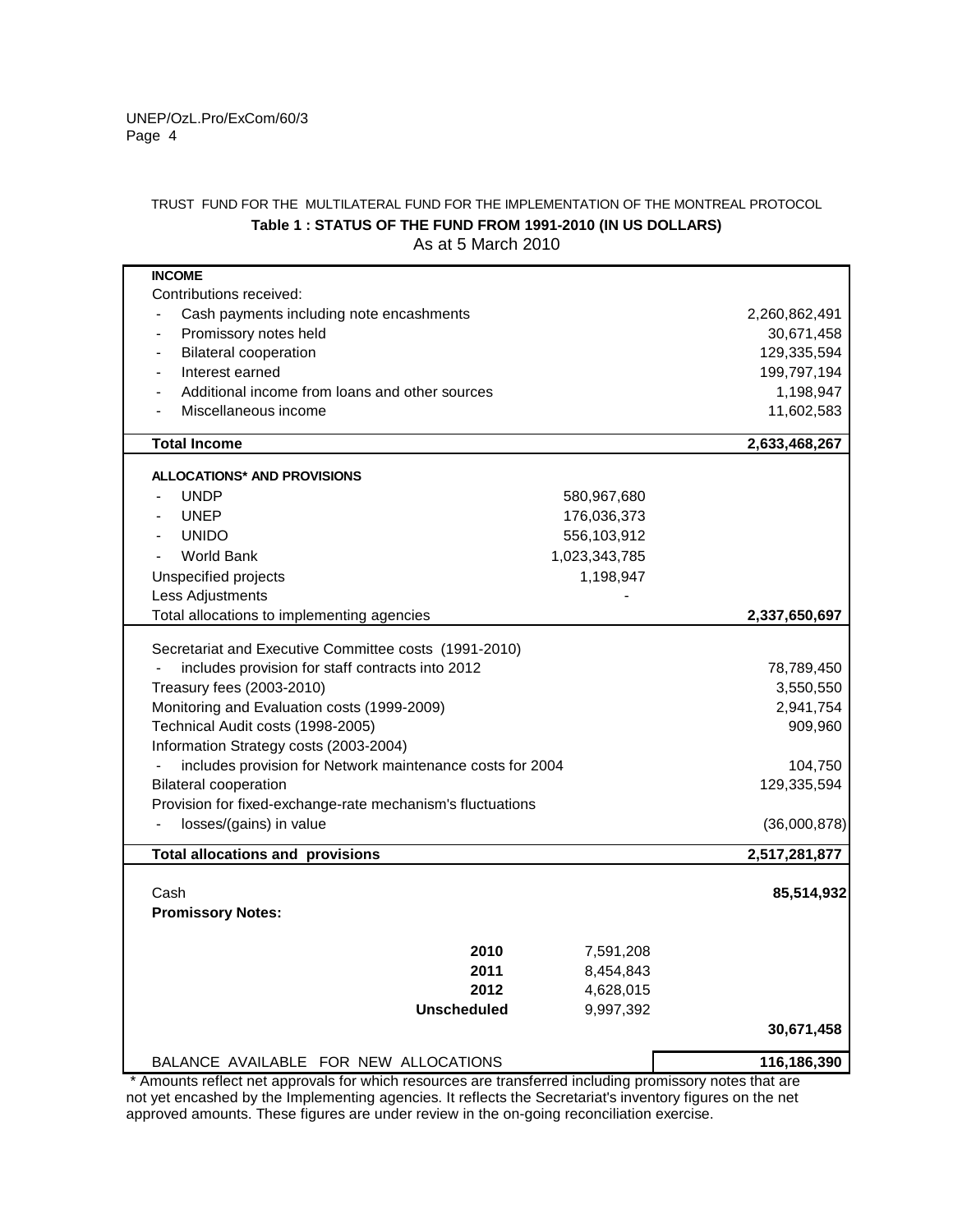TRUST FUND FOR THE MULTILATERAL FUND FOR THE IMPLEMENTATION OF THE MONTREAL PROTOCOL

**Table 1 : STATUS OF THE FUND FROM 1991-2010 (IN US DOLLARS)**

As at 5 March 2010

| | | |
|---|---|---|
| **INCOME** | | |
| Contributions received: | | |
| - Cash payments including note encashments | | 2,260,862,491 |
| - Promissory notes held | | 30,671,458 |
| - Bilateral cooperation | | 129,335,594 |
| - Interest earned | | 199,797,194 |
| - Additional income from loans and other sources | | 1,198,947 |
| - Miscellaneous income | | 11,602,583 |
| **Total Income** | | **2,633,468,267** |
| **ALLOCATIONS* AND PROVISIONS** | | |
| - UNDP | 580,967,680 | |
| - UNEP | 176,036,373 | |
| - UNIDO | 556,103,912 | |
| - World Bank | 1,023,343,785 | |
| Unspecified projects | 1,198,947 | |
| Less Adjustments | - | |
| Total allocations to implementing agencies | | **2,337,650,697** |
| Secretariat and Executive Committee costs (1991-2010) | | |
| - includes provision for staff contracts into 2012 | | 78,789,450 |
| Treasury fees (2003-2010) | | 3,550,550 |
| Monitoring and Evaluation costs (1999-2009) | | 2,941,754 |
| Technical Audit costs (1998-2005) | | 909,960 |
| Information Strategy costs (2003-2004) | | |
| - includes provision for Network maintenance costs for 2004 | | 104,750 |
| Bilateral cooperation | | 129,335,594 |
| Provision for fixed-exchange-rate mechanism's fluctuations | | |
| - losses/(gains) in value | | (36,000,878) |
| **Total allocations and provisions** | | **2,517,281,877** |
| Cash | | **85,514,932** |
| **Promissory Notes:** | | |
| **2010** | 7,591,208 | |
| **2011** | 8,454,843 | |
| **2012** | 4,628,015 | |
| **Unscheduled** | 9,997,392 | |
| | | **30,671,458** |
| BALANCE AVAILABLE FOR NEW ALLOCATIONS | | **116,186,390** |

\* Amounts reflect net approvals for which resources are transferred including promissory notes that are not yet encashed by the Implementing agencies. It reflects the Secretariat's inventory figures on the net approved amounts. These figures are under review in the on-going reconciliation exercise.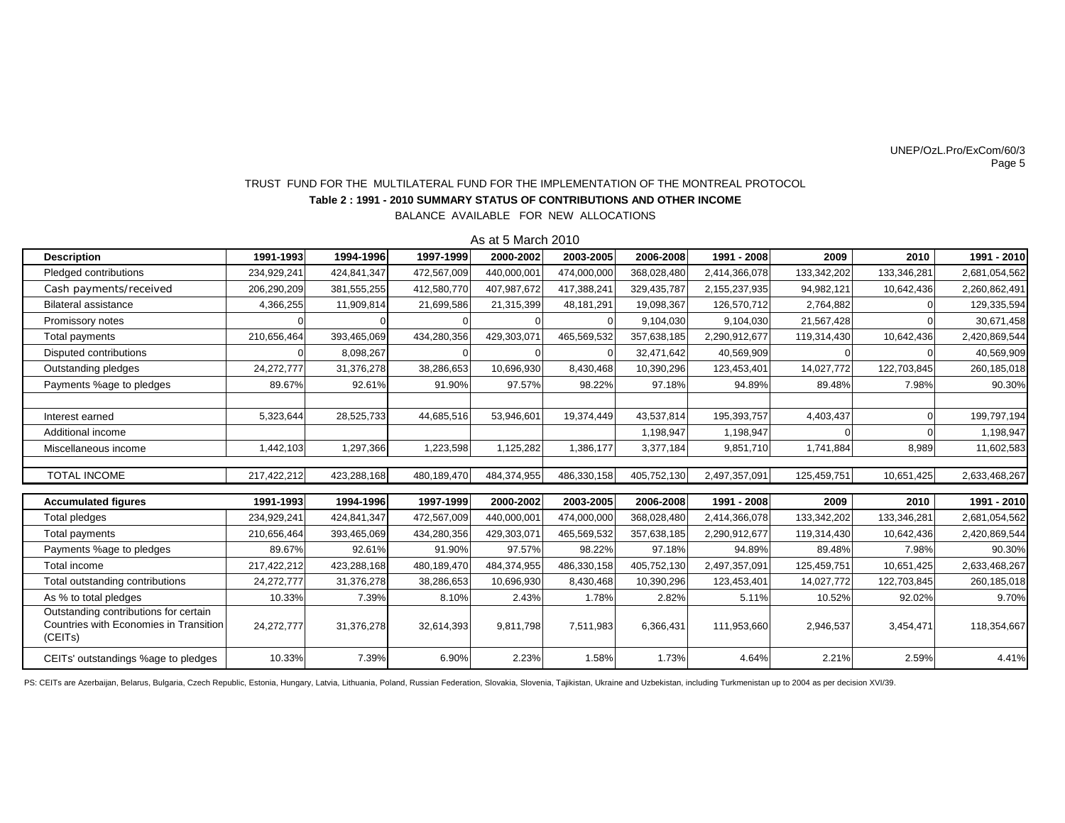TRUST FUND FOR THE MULTILATERAL FUND FOR THE IMPLEMENTATION OF THE MONTREAL PROTOCOL

**Table 2 : 1991 - 2010 SUMMARY STATUS OF CONTRIBUTIONS AND OTHER INCOME**

BALANCE AVAILABLE FOR NEW ALLOCATIONS

As at 5 March 2010

| Description | 1991-1993 | 1994-1996 | 1997-1999 | 2000-2002 | 2003-2005 | 2006-2008 | 1991 - 2008 | 2009 | 2010 | 1991 - 2010 |
|---|---|---|---|---|---|---|---|---|---|---|
| Pledged contributions | 234,929,241 | 424,841,347 | 472,567,009 | 440,000,001 | 474,000,000 | 368,028,480 | 2,414,366,078 | 133,342,202 | 133,346,281 | 2,681,054,562 |
| Cash payments/received | 206,290,209 | 381,555,255 | 412,580,770 | 407,987,672 | 417,388,241 | 329,435,787 | 2,155,237,935 | 94,982,121 | 10,642,436 | 2,260,862,491 |
| Bilateral assistance | 4,366,255 | 11,909,814 | 21,699,586 | 21,315,399 | 48,181,291 | 19,098,367 | 126,570,712 | 2,764,882 | 0 | 129,335,594 |
| Promissory notes | 0 | 0 | 0 | 0 | 0 | 9,104,030 | 9,104,030 | 21,567,428 | 0 | 30,671,458 |
| Total payments | 210,656,464 | 393,465,069 | 434,280,356 | 429,303,071 | 465,569,532 | 357,638,185 | 2,290,912,677 | 119,314,430 | 10,642,436 | 2,420,869,544 |
| Disputed contributions | 0 | 8,098,267 | 0 | 0 | 0 | 32,471,642 | 40,569,909 | 0 | 0 | 40,569,909 |
| Outstanding pledges | 24,272,777 | 31,376,278 | 38,286,653 | 10,696,930 | 8,430,468 | 10,390,296 | 123,453,401 | 14,027,772 | 122,703,845 | 260,185,018 |
| Payments %age to pledges | 89.67% | 92.61% | 91.90% | 97.57% | 98.22% | 97.18% | 94.89% | 89.48% | 7.98% | 90.30% |
| | | | | | | | | | | |
| Interest earned | 5,323,644 | 28,525,733 | 44,685,516 | 53,946,601 | 19,374,449 | 43,537,814 | 195,393,757 | 4,403,437 | 0 | 199,797,194 |
| Additional income | | | | | | 1,198,947 | 1,198,947 | 0 | 0 | 1,198,947 |
| Miscellaneous income | 1,442,103 | 1,297,366 | 1,223,598 | 1,125,282 | 1,386,177 | 3,377,184 | 9,851,710 | 1,741,884 | 8,989 | 11,602,583 |
| | | | | | | | | | | |
| TOTAL INCOME | 217,422,212 | 423,288,168 | 480,189,470 | 484,374,955 | 486,330,158 | 405,752,130 | 2,497,357,091 | 125,459,751 | 10,651,425 | 2,633,468,267 |

| Accumulated figures | 1991-1993 | 1994-1996 | 1997-1999 | 2000-2002 | 2003-2005 | 2006-2008 | 1991 - 2008 | 2009 | 2010 | 1991 - 2010 |
|---|---|---|---|---|---|---|---|---|---|---|
| Total pledges | 234,929,241 | 424,841,347 | 472,567,009 | 440,000,001 | 474,000,000 | 368,028,480 | 2,414,366,078 | 133,342,202 | 133,346,281 | 2,681,054,562 |
| Total payments | 210,656,464 | 393,465,069 | 434,280,356 | 429,303,071 | 465,569,532 | 357,638,185 | 2,290,912,677 | 119,314,430 | 10,642,436 | 2,420,869,544 |
| Payments %age to pledges | 89.67% | 92.61% | 91.90% | 97.57% | 98.22% | 97.18% | 94.89% | 89.48% | 7.98% | 90.30% |
| Total income | 217,422,212 | 423,288,168 | 480,189,470 | 484,374,955 | 486,330,158 | 405,752,130 | 2,497,357,091 | 125,459,751 | 10,651,425 | 2,633,468,267 |
| Total outstanding contributions | 24,272,777 | 31,376,278 | 38,286,653 | 10,696,930 | 8,430,468 | 10,390,296 | 123,453,401 | 14,027,772 | 122,703,845 | 260,185,018 |
| As % to total pledges | 10.33% | 7.39% | 8.10% | 2.43% | 1.78% | 2.82% | 5.11% | 10.52% | 92.02% | 9.70% |
| Outstanding contributions for certain Countries with Economies in Transition (CEITs) | 24,272,777 | 31,376,278 | 32,614,393 | 9,811,798 | 7,511,983 | 6,366,431 | 111,953,660 | 2,946,537 | 3,454,471 | 118,354,667 |
| CEITs' outstandings %age to pledges | 10.33% | 7.39% | 6.90% | 2.23% | 1.58% | 1.73% | 4.64% | 2.21% | 2.59% | 4.41% |

PS: CEITs are Azerbaijan, Belarus, Bulgaria, Czech Republic, Estonia, Hungary, Latvia, Lithuania, Poland, Russian Federation, Slovakia, Slovenia, Tajikistan, Ukraine and Uzbekistan, including Turkmenistan up to 2004 as per decision XVI/39.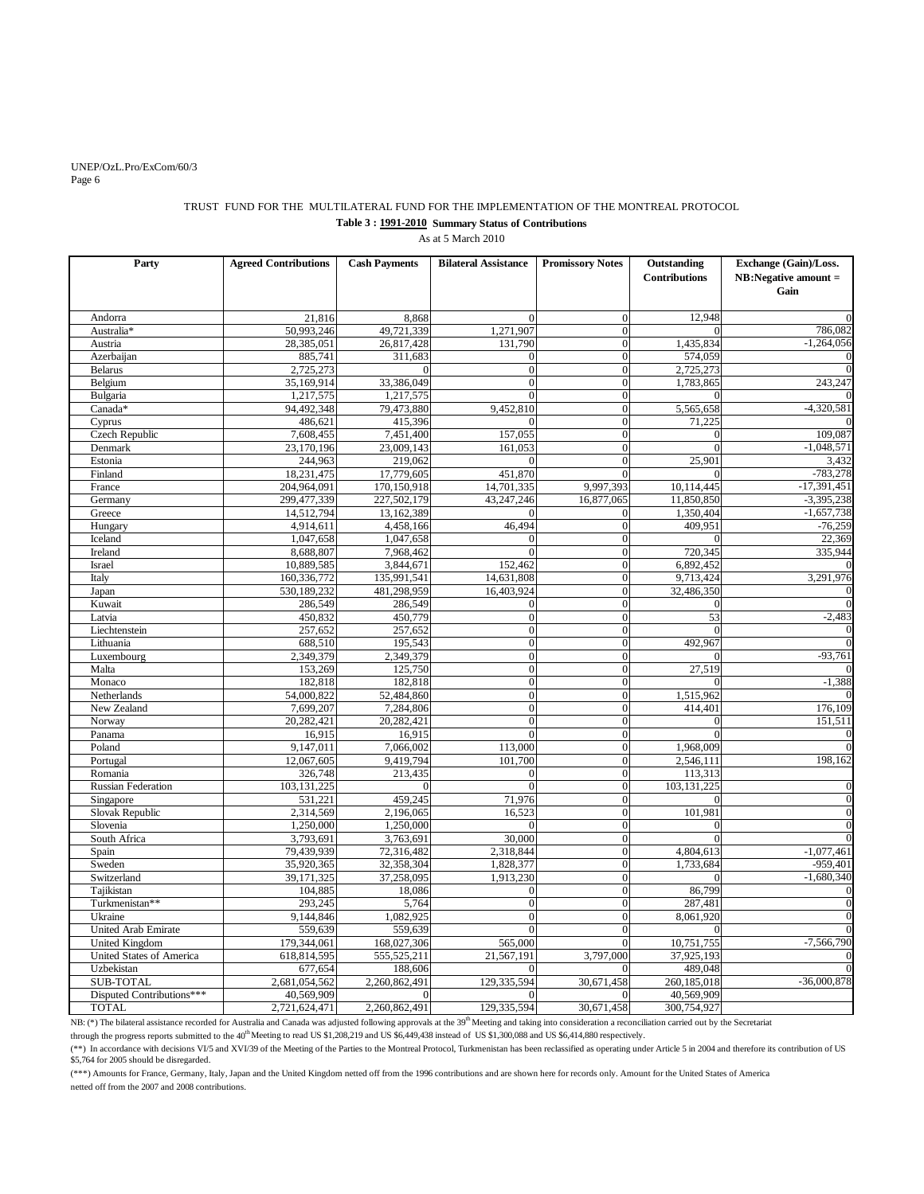TRUST FUND FOR THE MULTILATERAL FUND FOR THE IMPLEMENTATION OF THE MONTREAL PROTOCOL

**Table 3 : 1991-2010 Summary Status of Contributions**

As at 5 March 2010

| Party | Agreed Contributions | Cash Payments | Bilateral Assistance | Promissory Notes | Outstanding Contributions | Exchange (Gain)/Loss. NB:Negative amount = Gain |
|---|---|---|---|---|---|---|
| Andorra | 21,816 | 8,868 | 0 | 0 | 12,948 | 0 |
| Australia* | 50,993,246 | 49,721,339 | 1,271,907 | 0 | 0 | 786,082 |
| Austria | 28,385,051 | 26,817,428 | 131,790 | 0 | 1,435,834 | -1,264,056 |
| Azerbaijan | 885,741 | 311,683 | 0 | 0 | 574,059 | 0 |
| Belarus | 2,725,273 | 0 | 0 | 0 | 2,725,273 | 0 |
| Belgium | 35,169,914 | 33,386,049 | 0 | 0 | 1,783,865 | 243,247 |
| Bulgaria | 1,217,575 | 1,217,575 | 0 | 0 | 0 | 0 |
| Canada* | 94,492,348 | 79,473,880 | 9,452,810 | 0 | 5,565,658 | -4,320,581 |
| Cyprus | 486,621 | 415,396 | 0 | 0 | 71,225 | 0 |
| Czech Republic | 7,608,455 | 7,451,400 | 157,055 | 0 | 0 | 109,087 |
| Denmark | 23,170,196 | 23,009,143 | 161,053 | 0 | 0 | -1,048,571 |
| Estonia | 244,963 | 219,062 | 0 | 0 | 25,901 | 3,432 |
| Finland | 18,231,475 | 17,779,605 | 451,870 | 0 | 0 | -783,278 |
| France | 204,964,091 | 170,150,918 | 14,701,335 | 9,997,393 | 10,114,445 | -17,391,451 |
| Germany | 299,477,339 | 227,502,179 | 43,247,246 | 16,877,065 | 11,850,850 | -3,395,238 |
| Greece | 14,512,794 | 13,162,389 | 0 | 0 | 1,350,404 | -1,657,738 |
| Hungary | 4,914,611 | 4,458,166 | 46,494 | 0 | 409,951 | -76,259 |
| Iceland | 1,047,658 | 1,047,658 | 0 | 0 | 0 | 22,369 |
| Ireland | 8,688,807 | 7,968,462 | 0 | 0 | 720,345 | 335,944 |
| Israel | 10,889,585 | 3,844,671 | 152,462 | 0 | 6,892,452 | 0 |
| Italy | 160,336,772 | 135,991,541 | 14,631,808 | 0 | 9,713,424 | 3,291,976 |
| Japan | 530,189,232 | 481,298,959 | 16,403,924 | 0 | 32,486,350 | 0 |
| Kuwait | 286,549 | 286,549 | 0 | 0 | 0 | 0 |
| Latvia | 450,832 | 450,779 | 0 | 0 | 53 | -2,483 |
| Liechtenstein | 257,652 | 257,652 | 0 | 0 | 0 | 0 |
| Lithuania | 688,510 | 195,543 | 0 | 0 | 492,967 | 0 |
| Luxembourg | 2,349,379 | 2,349,379 | 0 | 0 | 0 | -93,761 |
| Malta | 153,269 | 125,750 | 0 | 0 | 27,519 | 0 |
| Monaco | 182,818 | 182,818 | 0 | 0 | 0 | -1,388 |
| Netherlands | 54,000,822 | 52,484,860 | 0 | 0 | 1,515,962 | 0 |
| New Zealand | 7,699,207 | 7,284,806 | 0 | 0 | 414,401 | 176,109 |
| Norway | 20,282,421 | 20,282,421 | 0 | 0 | 0 | 151,511 |
| Panama | 16,915 | 16,915 | 0 | 0 | 0 | 0 |
| Poland | 9,147,011 | 7,066,002 | 113,000 | 0 | 1,968,009 | 0 |
| Portugal | 12,067,605 | 9,419,794 | 101,700 | 0 | 2,546,111 | 198,162 |
| Romania | 326,748 | 213,435 | 0 | 0 | 113,313 | |
| Russian Federation | 103,131,225 | 0 | 0 | 0 | 103,131,225 | 0 |
| Singapore | 531,221 | 459,245 | 71,976 | 0 | 0 | 0 |
| Slovak Republic | 2,314,569 | 2,196,065 | 16,523 | 0 | 101,981 | 0 |
| Slovenia | 1,250,000 | 1,250,000 | 0 | 0 | 0 | 0 |
| South Africa | 3,793,691 | 3,763,691 | 30,000 | 0 | 0 | 0 |
| Spain | 79,439,939 | 72,316,482 | 2,318,844 | 0 | 4,804,613 | -1,077,461 |
| Sweden | 35,920,365 | 32,358,304 | 1,828,377 | 0 | 1,733,684 | -959,401 |
| Switzerland | 39,171,325 | 37,258,095 | 1,913,230 | 0 | 0 | -1,680,340 |
| Tajikistan | 104,885 | 18,086 | 0 | 0 | 86,799 | 0 |
| Turkmenistan** | 293,245 | 5,764 | 0 | 0 | 287,481 | 0 |
| Ukraine | 9,144,846 | 1,082,925 | 0 | 0 | 8,061,920 | 0 |
| United Arab Emirate | 559,639 | 559,639 | 0 | 0 | 0 | 0 |
| United Kingdom | 179,344,061 | 168,027,306 | 565,000 | 0 | 10,751,755 | -7,566,790 |
| United States of America | 618,814,595 | 555,525,211 | 21,567,191 | 3,797,000 | 37,925,193 | 0 |
| Uzbekistan | 677,654 | 188,606 | 0 | 0 | 489,048 | 0 |
| SUB-TOTAL | 2,681,054,562 | 2,260,862,491 | 129,335,594 | 30,671,458 | 260,185,018 | -36,000,878 |
| Disputed Contributions*** | 40,569,909 | 0 | 0 | 0 | 40,569,909 | |
| TOTAL | 2,721,624,471 | 2,260,862,491 | 129,335,594 | 30,671,458 | 300,754,927 | |

NB: (*) The bilateral assistance recorded for Australia and Canada was adjusted following approvals at the 39th Meeting and taking into consideration a reconciliation carried out by the Secretariat through the progress reports submitted to the 40th Meeting to read US $1,208,219 and US $6,449,438 instead of US $1,300,088 and US $6,414,880 respectively.

(**) In accordance with decisions VI/5 and XVI/39 of the Meeting of the Parties to the Montreal Protocol, Turkmenistan has been reclassified as operating under Article 5 in 2004 and therefore its contribution of US $5,764 for 2005 should be disregarded.

(***) Amounts for France, Germany, Italy, Japan and the United Kingdom netted off from the 1996 contributions and are shown here for records only. Amount for the United States of America netted off from the 2007 and 2008 contributions.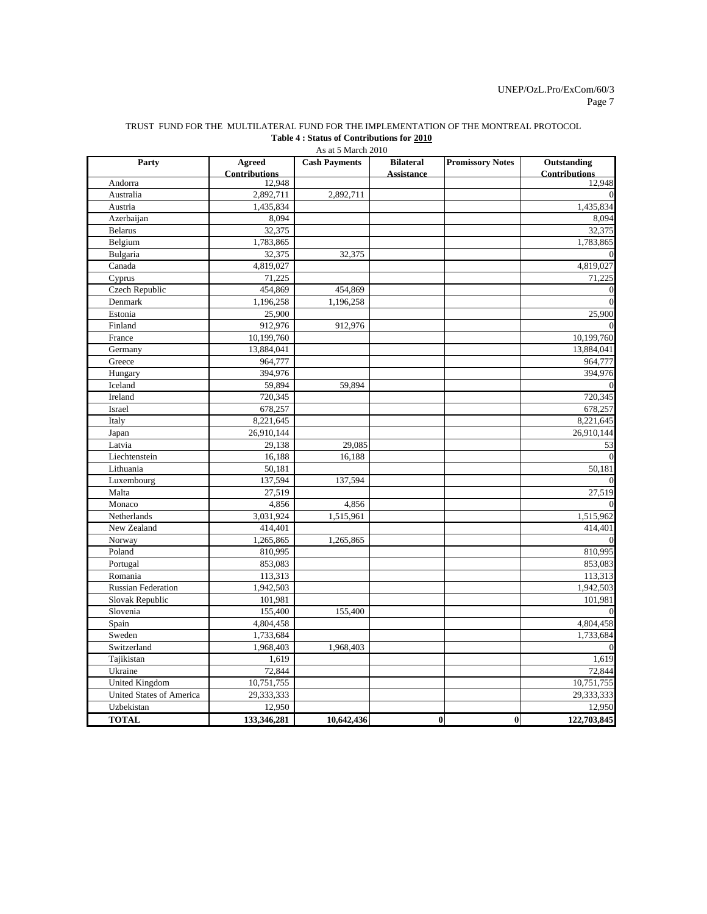TRUST FUND FOR THE MULTILATERAL FUND FOR THE IMPLEMENTATION OF THE MONTREAL PROTOCOL

**Table 4 : Status of Contributions for 2010**

As at 5 March 2010

| Party | Agreed Contributions | Cash Payments | Bilateral Assistance | Promissory Notes | Outstanding Contributions |
|---|---|---|---|---|---|
| Andorra | 12,948 | | | | 12,948 |
| Australia | 2,892,711 | 2,892,711 | | | 0 |
| Austria | 1,435,834 | | | | 1,435,834 |
| Azerbaijan | 8,094 | | | | 8,094 |
| Belarus | 32,375 | | | | 32,375 |
| Belgium | 1,783,865 | | | | 1,783,865 |
| Bulgaria | 32,375 | 32,375 | | | 0 |
| Canada | 4,819,027 | | | | 4,819,027 |
| Cyprus | 71,225 | | | | 71,225 |
| Czech Republic | 454,869 | 454,869 | | | 0 |
| Denmark | 1,196,258 | 1,196,258 | | | 0 |
| Estonia | 25,900 | | | | 25,900 |
| Finland | 912,976 | 912,976 | | | 0 |
| France | 10,199,760 | | | | 10,199,760 |
| Germany | 13,884,041 | | | | 13,884,041 |
| Greece | 964,777 | | | | 964,777 |
| Hungary | 394,976 | | | | 394,976 |
| Iceland | 59,894 | 59,894 | | | 0 |
| Ireland | 720,345 | | | | 720,345 |
| Israel | 678,257 | | | | 678,257 |
| Italy | 8,221,645 | | | | 8,221,645 |
| Japan | 26,910,144 | | | | 26,910,144 |
| Latvia | 29,138 | 29,085 | | | 53 |
| Liechtenstein | 16,188 | 16,188 | | | 0 |
| Lithuania | 50,181 | | | | 50,181 |
| Luxembourg | 137,594 | 137,594 | | | 0 |
| Malta | 27,519 | | | | 27,519 |
| Monaco | 4,856 | 4,856 | | | 0 |
| Netherlands | 3,031,924 | 1,515,961 | | | 1,515,962 |
| New Zealand | 414,401 | | | | 414,401 |
| Norway | 1,265,865 | 1,265,865 | | | 0 |
| Poland | 810,995 | | | | 810,995 |
| Portugal | 853,083 | | | | 853,083 |
| Romania | 113,313 | | | | 113,313 |
| Russian Federation | 1,942,503 | | | | 1,942,503 |
| Slovak Republic | 101,981 | | | | 101,981 |
| Slovenia | 155,400 | 155,400 | | | 0 |
| Spain | 4,804,458 | | | | 4,804,458 |
| Sweden | 1,733,684 | | | | 1,733,684 |
| Switzerland | 1,968,403 | 1,968,403 | | | 0 |
| Tajikistan | 1,619 | | | | 1,619 |
| Ukraine | 72,844 | | | | 72,844 |
| United Kingdom | 10,751,755 | | | | 10,751,755 |
| United States of America | 29,333,333 | | | | 29,333,333 |
| Uzbekistan | 12,950 | | | | 12,950 |
| **TOTAL** | **133,346,281** | **10,642,436** | **0** | **0** | **122,703,845** |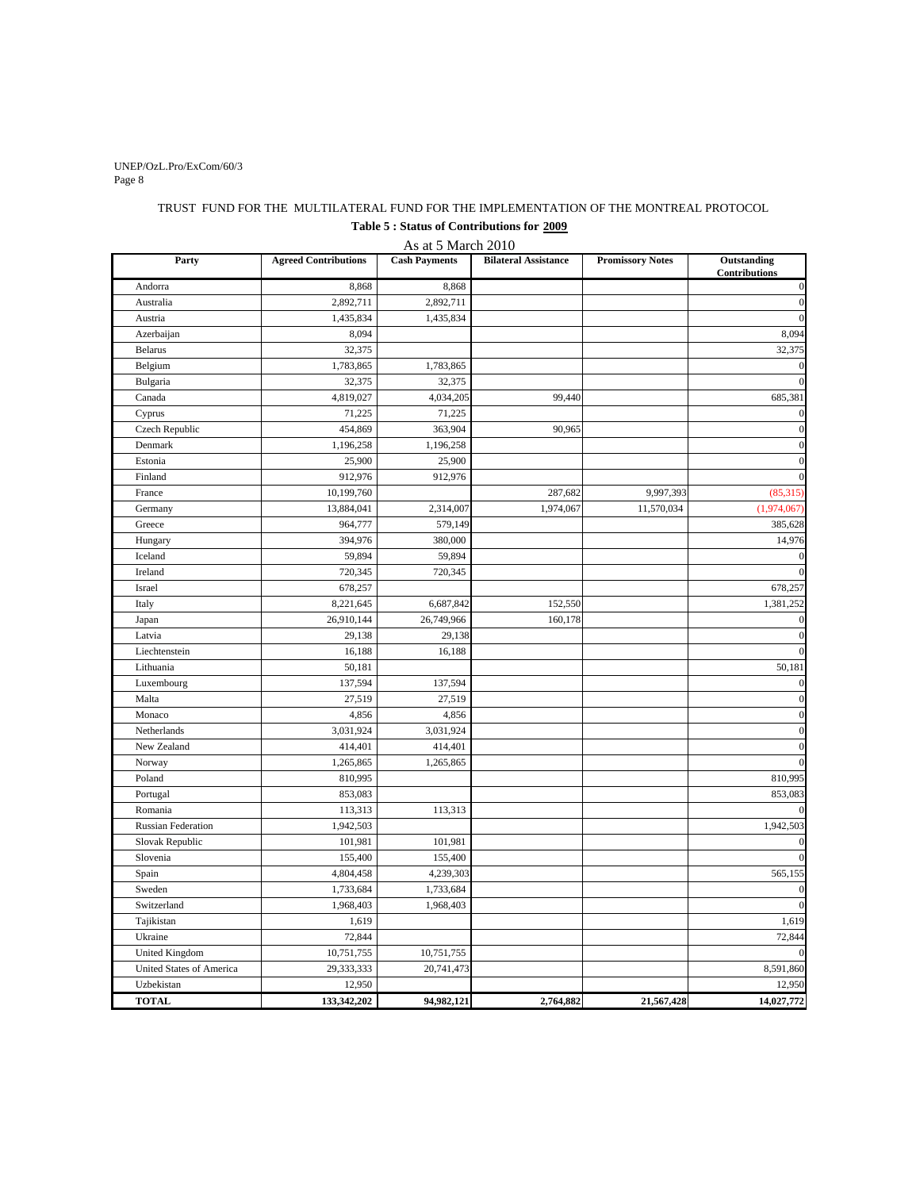TRUST FUND FOR THE MULTILATERAL FUND FOR THE IMPLEMENTATION OF THE MONTREAL PROTOCOL

**Table 5 : Status of Contributions for 2009**

As at 5 March 2010

| Party | Agreed Contributions | Cash Payments | Bilateral Assistance | Promissory Notes | Outstanding Contributions |
|---|---|---|---|---|---|
| Andorra | 8,868 | 8,868 | | | 0 |
| Australia | 2,892,711 | 2,892,711 | | | 0 |
| Austria | 1,435,834 | 1,435,834 | | | 0 |
| Azerbaijan | 8,094 | | | | 8,094 |
| Belarus | 32,375 | | | | 32,375 |
| Belgium | 1,783,865 | 1,783,865 | | | 0 |
| Bulgaria | 32,375 | 32,375 | | | 0 |
| Canada | 4,819,027 | 4,034,205 | 99,440 | | 685,381 |
| Cyprus | 71,225 | 71,225 | | | 0 |
| Czech Republic | 454,869 | 363,904 | 90,965 | | 0 |
| Denmark | 1,196,258 | 1,196,258 | | | 0 |
| Estonia | 25,900 | 25,900 | | | 0 |
| Finland | 912,976 | 912,976 | | | 0 |
| France | 10,199,760 | | 287,682 | 9,997,393 | (85,315) |
| Germany | 13,884,041 | 2,314,007 | 1,974,067 | 11,570,034 | (1,974,067) |
| Greece | 964,777 | 579,149 | | | 385,628 |
| Hungary | 394,976 | 380,000 | | | 14,976 |
| Iceland | 59,894 | 59,894 | | | 0 |
| Ireland | 720,345 | 720,345 | | | 0 |
| Israel | 678,257 | | | | 678,257 |
| Italy | 8,221,645 | 6,687,842 | 152,550 | | 1,381,252 |
| Japan | 26,910,144 | 26,749,966 | 160,178 | | 0 |
| Latvia | 29,138 | 29,138 | | | 0 |
| Liechtenstein | 16,188 | 16,188 | | | 0 |
| Lithuania | 50,181 | | | | 50,181 |
| Luxembourg | 137,594 | 137,594 | | | 0 |
| Malta | 27,519 | 27,519 | | | 0 |
| Monaco | 4,856 | 4,856 | | | 0 |
| Netherlands | 3,031,924 | 3,031,924 | | | 0 |
| New Zealand | 414,401 | 414,401 | | | 0 |
| Norway | 1,265,865 | 1,265,865 | | | 0 |
| Poland | 810,995 | | | | 810,995 |
| Portugal | 853,083 | | | | 853,083 |
| Romania | 113,313 | 113,313 | | | 0 |
| Russian Federation | 1,942,503 | | | | 1,942,503 |
| Slovak Republic | 101,981 | 101,981 | | | 0 |
| Slovenia | 155,400 | 155,400 | | | 0 |
| Spain | 4,804,458 | 4,239,303 | | | 565,155 |
| Sweden | 1,733,684 | 1,733,684 | | | 0 |
| Switzerland | 1,968,403 | 1,968,403 | | | 0 |
| Tajikistan | 1,619 | | | | 1,619 |
| Ukraine | 72,844 | | | | 72,844 |
| United Kingdom | 10,751,755 | 10,751,755 | | | 0 |
| United States of America | 29,333,333 | 20,741,473 | | | 8,591,860 |
| Uzbekistan | 12,950 | | | | 12,950 |
| **TOTAL** | **133,342,202** | **94,982,121** | **2,764,882** | **21,567,428** | **14,027,772** |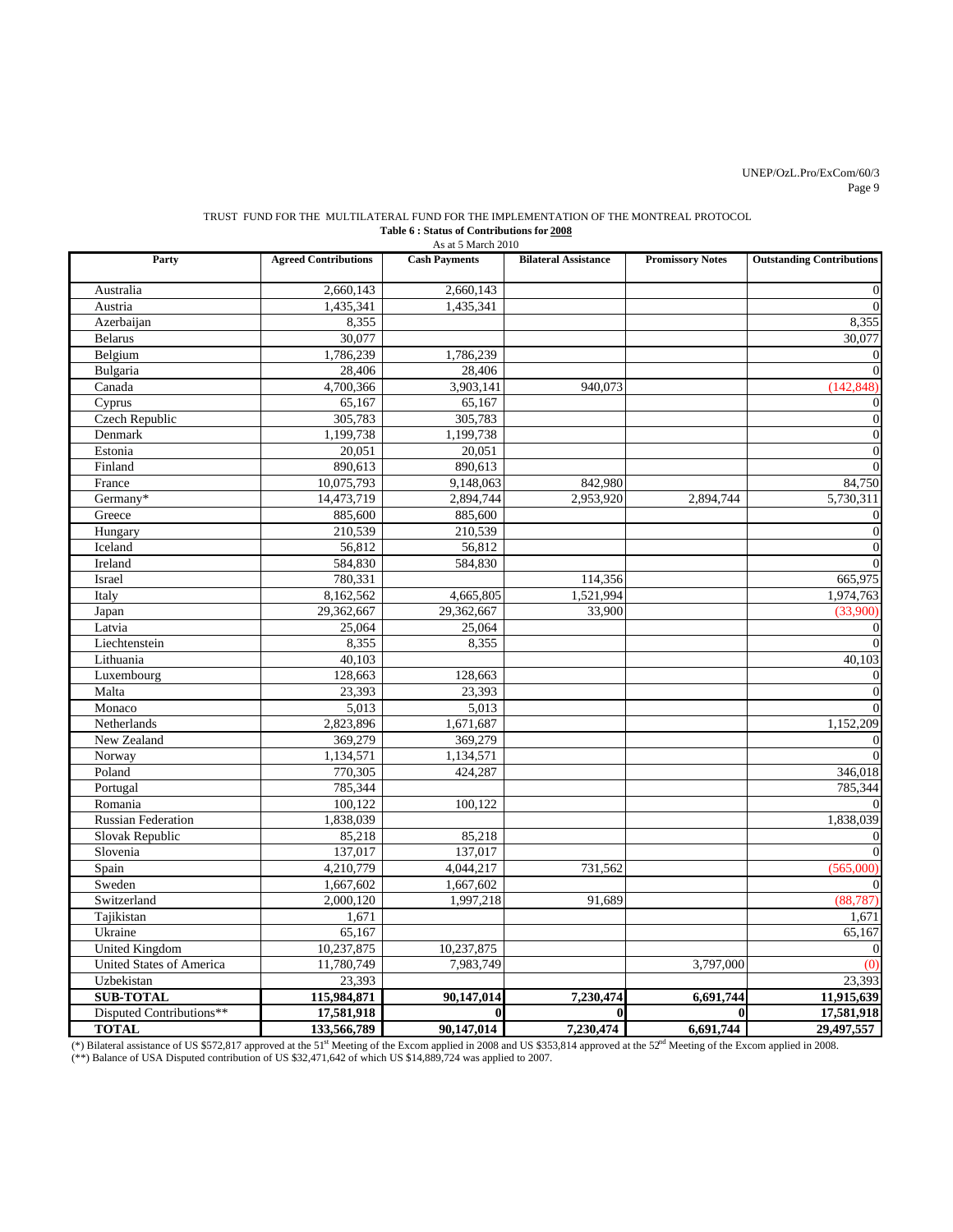TRUST FUND FOR THE MULTILATERAL FUND FOR THE IMPLEMENTATION OF THE MONTREAL PROTOCOL

**Table 6 : Status of Contributions for 2008**

As at 5 March 2010

| Party | Agreed Contributions | Cash Payments | Bilateral Assistance | Promissory Notes | Outstanding Contributions |
|---|---|---|---|---|---|
| Australia | 2,660,143 | 2,660,143 | | | 0 |
| Austria | 1,435,341 | 1,435,341 | | | 0 |
| Azerbaijan | 8,355 | | | | 8,355 |
| Belarus | 30,077 | | | | 30,077 |
| Belgium | 1,786,239 | 1,786,239 | | | 0 |
| Bulgaria | 28,406 | 28,406 | | | 0 |
| Canada | 4,700,366 | 3,903,141 | 940,073 | | (142,848) |
| Cyprus | 65,167 | 65,167 | | | 0 |
| Czech Republic | 305,783 | 305,783 | | | 0 |
| Denmark | 1,199,738 | 1,199,738 | | | 0 |
| Estonia | 20,051 | 20,051 | | | 0 |
| Finland | 890,613 | 890,613 | | | 0 |
| France | 10,075,793 | 9,148,063 | 842,980 | | 84,750 |
| Germany* | 14,473,719 | 2,894,744 | 2,953,920 | 2,894,744 | 5,730,311 |
| Greece | 885,600 | 885,600 | | | 0 |
| Hungary | 210,539 | 210,539 | | | 0 |
| Iceland | 56,812 | 56,812 | | | 0 |
| Ireland | 584,830 | 584,830 | | | 0 |
| Israel | 780,331 | | 114,356 | | 665,975 |
| Italy | 8,162,562 | 4,665,805 | 1,521,994 | | 1,974,763 |
| Japan | 29,362,667 | 29,362,667 | 33,900 | | (33,900) |
| Latvia | 25,064 | 25,064 | | | 0 |
| Liechtenstein | 8,355 | 8,355 | | | 0 |
| Lithuania | 40,103 | | | | 40,103 |
| Luxembourg | 128,663 | 128,663 | | | 0 |
| Malta | 23,393 | 23,393 | | | 0 |
| Monaco | 5,013 | 5,013 | | | 0 |
| Netherlands | 2,823,896 | 1,671,687 | | | 1,152,209 |
| New Zealand | 369,279 | 369,279 | | | 0 |
| Norway | 1,134,571 | 1,134,571 | | | 0 |
| Poland | 770,305 | 424,287 | | | 346,018 |
| Portugal | 785,344 | | | | 785,344 |
| Romania | 100,122 | 100,122 | | | 0 |
| Russian Federation | 1,838,039 | | | | 1,838,039 |
| Slovak Republic | 85,218 | 85,218 | | | 0 |
| Slovenia | 137,017 | 137,017 | | | 0 |
| Spain | 4,210,779 | 4,044,217 | 731,562 | | (565,000) |
| Sweden | 1,667,602 | 1,667,602 | | | 0 |
| Switzerland | 2,000,120 | 1,997,218 | 91,689 | | (88,787) |
| Tajikistan | 1,671 | | | | 1,671 |
| Ukraine | 65,167 | | | | 65,167 |
| United Kingdom | 10,237,875 | 10,237,875 | | | 0 |
| United States of America | 11,780,749 | 7,983,749 | | 3,797,000 | (0) |
| Uzbekistan | 23,393 | | | | 23,393 |
| **SUB-TOTAL** | **115,984,871** | **90,147,014** | **7,230,474** | **6,691,744** | **11,915,639** |
| Disputed Contributions** | **17,581,918** | **0** | **0** | **0** | **17,581,918** |
| **TOTAL** | **133,566,789** | **90,147,014** | **7,230,474** | **6,691,744** | **29,497,557** |

(*) Bilateral assistance of US $572,817 approved at the 51st Meeting of the Excom applied in 2008 and US $353,814 approved at the 52nd Meeting of the Excom applied in 2008.

(**) Balance of USA Disputed contribution of US $32,471,642 of which US $14,889,724 was applied to 2007.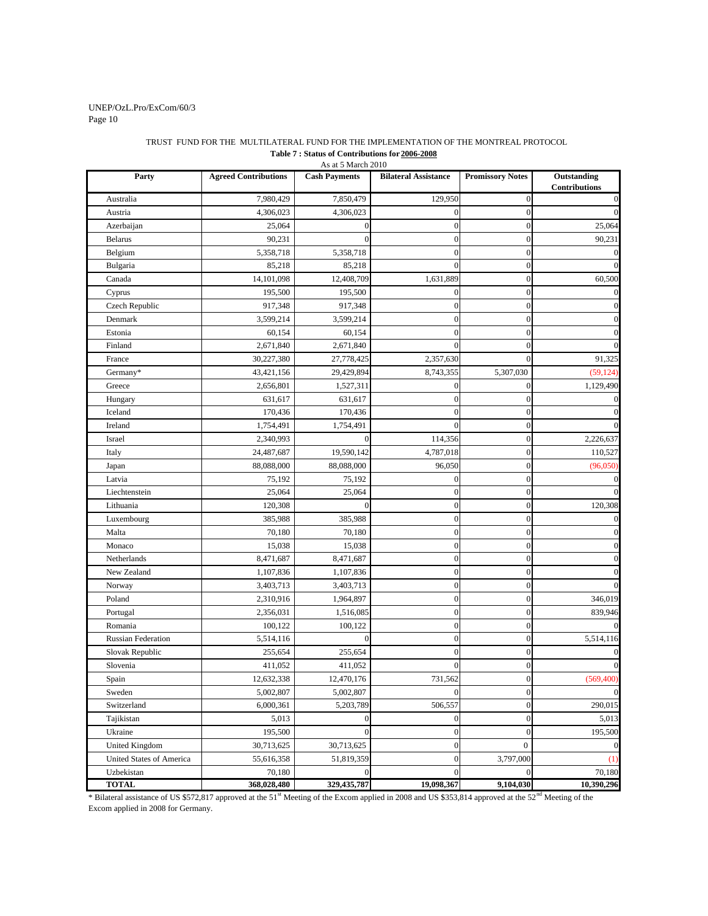TRUST FUND FOR THE MULTILATERAL FUND FOR THE IMPLEMENTATION OF THE MONTREAL PROTOCOL

**Table 7 : Status of Contributions for 2006-2008**

As at 5 March 2010

| Party | Agreed Contributions | Cash Payments | Bilateral Assistance | Promissory Notes | Outstanding Contributions |
|---|---|---|---|---|---|
| Australia | 7,980,429 | 7,850,479 | 129,950 | 0 | 0 |
| Austria | 4,306,023 | 4,306,023 | 0 | 0 | 0 |
| Azerbaijan | 25,064 | 0 | 0 | 0 | 25,064 |
| Belarus | 90,231 | 0 | 0 | 0 | 90,231 |
| Belgium | 5,358,718 | 5,358,718 | 0 | 0 | 0 |
| Bulgaria | 85,218 | 85,218 | 0 | 0 | 0 |
| Canada | 14,101,098 | 12,408,709 | 1,631,889 | 0 | 60,500 |
| Cyprus | 195,500 | 195,500 | 0 | 0 | 0 |
| Czech Republic | 917,348 | 917,348 | 0 | 0 | 0 |
| Denmark | 3,599,214 | 3,599,214 | 0 | 0 | 0 |
| Estonia | 60,154 | 60,154 | 0 | 0 | 0 |
| Finland | 2,671,840 | 2,671,840 | 0 | 0 | 0 |
| France | 30,227,380 | 27,778,425 | 2,357,630 | 0 | 91,325 |
| Germany* | 43,421,156 | 29,429,894 | 8,743,355 | 5,307,030 | (59,124) |
| Greece | 2,656,801 | 1,527,311 | 0 | 0 | 1,129,490 |
| Hungary | 631,617 | 631,617 | 0 | 0 | 0 |
| Iceland | 170,436 | 170,436 | 0 | 0 | 0 |
| Ireland | 1,754,491 | 1,754,491 | 0 | 0 | 0 |
| Israel | 2,340,993 | 0 | 114,356 | 0 | 2,226,637 |
| Italy | 24,487,687 | 19,590,142 | 4,787,018 | 0 | 110,527 |
| Japan | 88,088,000 | 88,088,000 | 96,050 | 0 | (96,050) |
| Latvia | 75,192 | 75,192 | 0 | 0 | 0 |
| Liechtenstein | 25,064 | 25,064 | 0 | 0 | 0 |
| Lithuania | 120,308 | 0 | 0 | 0 | 120,308 |
| Luxembourg | 385,988 | 385,988 | 0 | 0 | 0 |
| Malta | 70,180 | 70,180 | 0 | 0 | 0 |
| Monaco | 15,038 | 15,038 | 0 | 0 | 0 |
| Netherlands | 8,471,687 | 8,471,687 | 0 | 0 | 0 |
| New Zealand | 1,107,836 | 1,107,836 | 0 | 0 | 0 |
| Norway | 3,403,713 | 3,403,713 | 0 | 0 | 0 |
| Poland | 2,310,916 | 1,964,897 | 0 | 0 | 346,019 |
| Portugal | 2,356,031 | 1,516,085 | 0 | 0 | 839,946 |
| Romania | 100,122 | 100,122 | 0 | 0 | 0 |
| Russian Federation | 5,514,116 | 0 | 0 | 0 | 5,514,116 |
| Slovak Republic | 255,654 | 255,654 | 0 | 0 | 0 |
| Slovenia | 411,052 | 411,052 | 0 | 0 | 0 |
| Spain | 12,632,338 | 12,470,176 | 731,562 | 0 | (569,400) |
| Sweden | 5,002,807 | 5,002,807 | 0 | 0 | 0 |
| Switzerland | 6,000,361 | 5,203,789 | 506,557 | 0 | 290,015 |
| Tajikistan | 5,013 | 0 | 0 | 0 | 5,013 |
| Ukraine | 195,500 | 0 | 0 | 0 | 195,500 |
| United Kingdom | 30,713,625 | 30,713,625 | 0 | 0 | 0 |
| United States of America | 55,616,358 | 51,819,359 | 0 | 3,797,000 | (1) |
| Uzbekistan | 70,180 | 0 | 0 | 0 | 70,180 |
| **TOTAL** | **368,028,480** | **329,435,787** | **19,098,367** | **9,104,030** | **10,390,296** |

* Bilateral assistance of US $572,817 approved at the 51st Meeting of the Excom applied in 2008 and US $353,814 approved at the 52nd Meeting of the Excom applied in 2008 for Germany.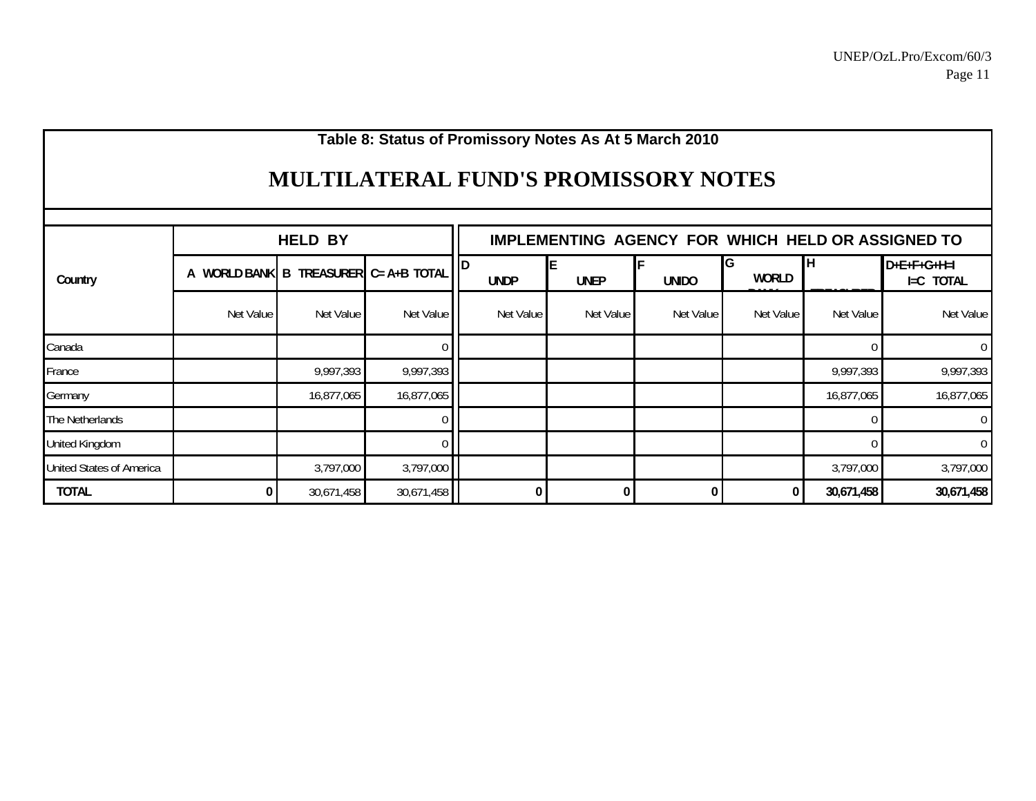# Table 8: Status of Promissory Notes As At 5 March 2010

## MULTILATERAL FUND'S PROMISSORY NOTES

| Country | HELD BY | | | IMPLEMENTING AGENCY FOR WHICH HELD OR ASSIGNED TO | | | | | |
|---|---|---|---|---|---|---|---|---|---|
| | A WORLD BANK | B TREASURER | C= A+B TOTAL | D UNDP | E UNEP | F UNIDO | G WORLD BANK | H TREASURER | D+E+F+G+H=I I=C TOTAL |
| | Net Value | Net Value | Net Value | Net Value | Net Value | Net Value | Net Value | Net Value | Net Value |
| Canada | | | 0 | | | | | 0 | 0 |
| France | | 9,997,393 | 9,997,393 | | | | | 9,997,393 | 9,997,393 |
| Germany | | 16,877,065 | 16,877,065 | | | | | 16,877,065 | 16,877,065 |
| The Netherlands | | | 0 | | | | | 0 | 0 |
| United Kingdom | | | 0 | | | | | 0 | 0 |
| United States of America | | 3,797,000 | 3,797,000 | | | | | 3,797,000 | 3,797,000 |
| **TOTAL** | **0** | 30,671,458 | 30,671,458 | **0** | **0** | **0** | **0** | **30,671,458** | **30,671,458** |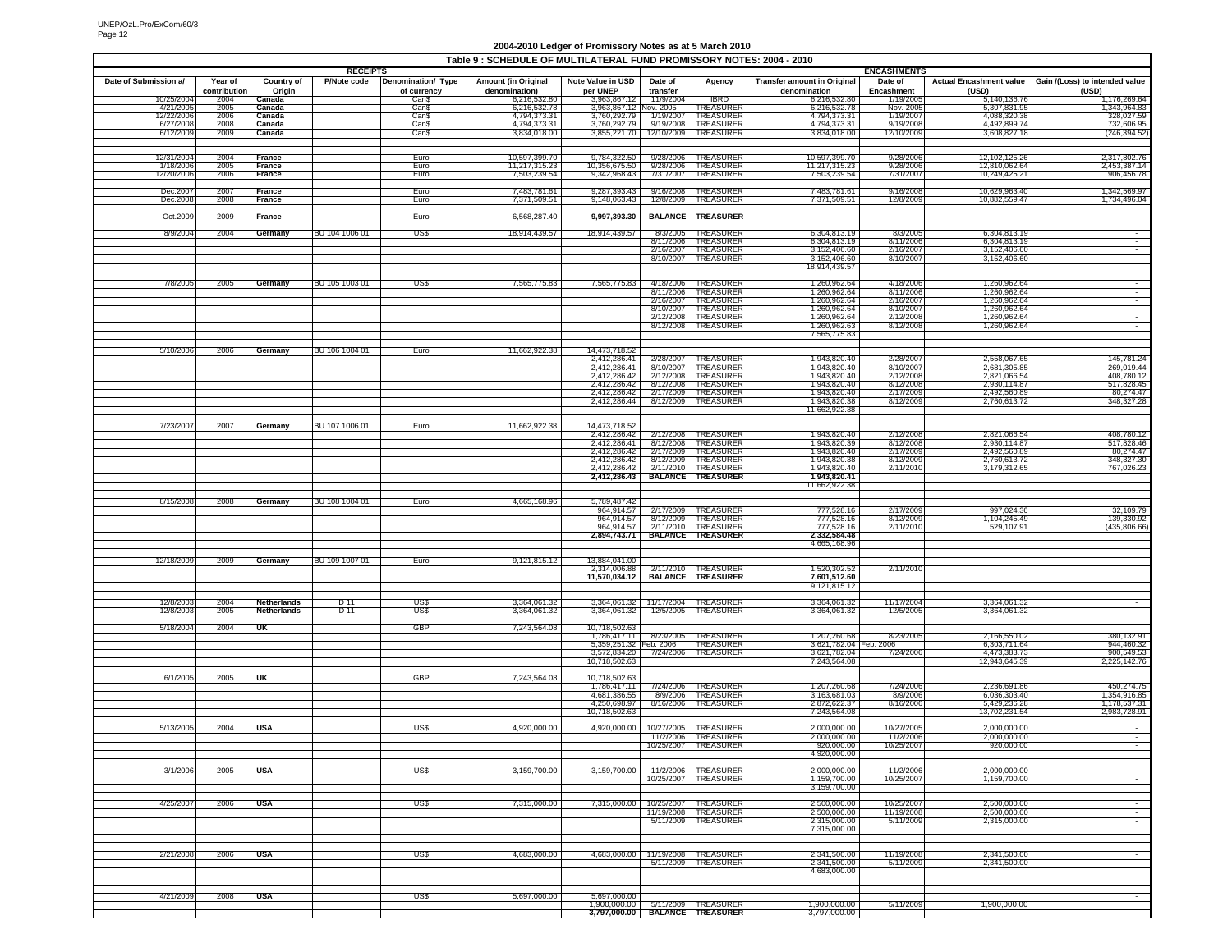## 2004-2010 Ledger of Promissory Notes as at 5 March 2010

### Table 9 : SCHEDULE OF MULTILATERAL FUND PROMISSORY NOTES: 2004 - 2010

| RECEIPTS | | | | | | | ENCASHMENTS | | | | | |
|---|---|---|---|---|---|---|---|---|---|---|---|---|
| Date of Submission a/ | Year of contribution | Country of Origin | P/Note code | Denomination/ Type of currency | Amount (in Original denomination) | Note Value in USD per UNEP | Date of transfer | Agency | Transfer amount in Original denomination | Date of Encashment | Actual Encashment value (USD) | Gain /(Loss) to intended value (USD) |
| 10/25/2004 | 2004 | **Canada** | | Can$ | 6,216,532.80 | 3,963,867.12 | 11/9/2004 | IBRD | 6,216,532.80 | 1/19/2005 | 5,140,136.76 | 1,176,269.64 |
| 4/21/2005 | 2005 | **Canada** | | Can$ | 6,216,532.78 | 3,963,867.12 | Nov. 2005 | TREASURER | 6,216,532.78 | Nov. 2005 | 5,307,831.95 | 1,343,964.83 |
| 12/22/2006 | 2006 | **Canada** | | Can$ | 4,794,373.31 | 3,760,292.79 | 1/19/2007 | TREASURER | 4,794,373.31 | 1/19/2007 | 4,088,320.38 | 328,027.59 |
| 6/27/2008 | 2008 | **Canada** | | Can$ | 4,794,373.31 | 3,760,292.79 | 9/19/2008 | TREASURER | 4,794,373.31 | 9/19/2008 | 4,492,899.74 | 732,606.95 |
| 6/12/2009 | 2009 | **Canada** | | Can$ | 3,834,018.00 | 3,855,221.70 | 12/10/2009 | TREASURER | 3,834,018.00 | 12/10/2009 | 3,608,827.18 | (246,394.52) |
| | | | | | | | | | | | | |
| 12/31/2004 | 2004 | **France** | | Euro | 10,597,399.70 | 9,784,322.50 | 9/28/2006 | TREASURER | 10,597,399.70 | 9/28/2006 | 12,102,125.26 | 2,317,802.76 |
| 1/18/2006 | 2005 | **France** | | Euro | 11,217,315.23 | 10,356,675.50 | 9/28/2006 | TREASURER | 11,217,315.23 | 9/28/2006 | 12,810,062.64 | 2,453,387.14 |
| 12/20/2006 | 2006 | **France** | | Euro | 7,503,239.54 | 9,342,968.43 | 7/31/2007 | TREASURER | 7,503,239.54 | 7/31/2007 | 10,249,425.21 | 906,456.78 |
| Dec.2007 | 2007 | **France** | | Euro | 7,483,781.61 | 9,287,393.43 | 9/16/2008 | TREASURER | 7,483,781.61 | 9/16/2008 | 10,629,963.40 | 1,342,569.97 |
| Dec.2008 | 2008 | **France** | | Euro | 7,371,509.51 | 9,148,063.43 | 12/8/2009 | TREASURER | 7,371,509.51 | 12/8/2009 | 10,882,559.47 | 1,734,496.04 |
| Oct.2009 | 2009 | **France** | | Euro | 6,568,287.40 | **9,997,393.30** | **BALANCE** | **TREASURER** | | | | |
| | | | | | | | | | | | | |
| 8/9/2004 | 2004 | **Germany** | BU 104 1006 01 | US$ | 18,914,439.57 | 18,914,439.57 | 8/3/2005 | TREASURER | 6,304,813.19 | 8/3/2005 | 6,304,813.19 | - |
| | | | | | | | 8/11/2006 | TREASURER | 6,304,813.19 | 8/11/2006 | 6,304,813.19 | - |
| | | | | | | | 2/16/2007 | TREASURER | 3,152,406.60 | 2/16/2007 | 3,152,406.60 | - |
| | | | | | | | 8/10/2007 | TREASURER | 3,152,406.60 | 8/10/2007 | 3,152,406.60 | - |
| | | | | | | | | | 18,914,439.57 | | | |
| | | | | | | | | | | | | |
| 7/8/2005 | 2005 | **Germany** | BU 105 1003 01 | US$ | 7,565,775.83 | 7,565,775.83 | 4/18/2006 | TREASURER | 1,260,962.64 | 4/18/2006 | 1,260,962.64 | - |
| | | | | | | | 8/11/2006 | TREASURER | 1,260,962.64 | 8/11/2006 | 1,260,962.64 | - |
| | | | | | | | 2/16/2007 | TREASURER | 1,260,962.64 | 2/16/2007 | 1,260,962.64 | - |
| | | | | | | | 8/10/2007 | TREASURER | 1,260,962.64 | 8/10/2007 | 1,260,962.64 | - |
| | | | | | | | 2/12/2008 | TREASURER | 1,260,962.64 | 2/12/2008 | 1,260,962.64 | - |
| | | | | | | | 8/12/2008 | TREASURER | 1,260,962.63 | 8/12/2008 | 1,260,962.64 | - |
| | | | | | | | | | 7,565,775.83 | | | |
| | | | | | | | | | | | | |
| 5/10/2006 | 2006 | **Germany** | BU 106 1004 01 | Euro | 11,662,922.38 | 14,473,718.52 | | | | | | |
| | | | | | | 2,412,286.41 | 2/28/2007 | TREASURER | 1,943,820.40 | 2/28/2007 | 2,558,067.65 | 145,781.24 |
| | | | | | | 2,412,286.42 | 8/10/2007 | TREASURER | 1,943,820.40 | 8/10/2007 | 2,681,305.85 | 269,019.44 |
| | | | | | | 2,412,286.42 | 2/12/2008 | TREASURER | 1,943,820.40 | 2/12/2008 | 2,821,066.54 | 408,780.12 |
| | | | | | | 2,412,286.42 | 8/12/2008 | TREASURER | 1,943,820.40 | 8/12/2008 | 2,930,114.87 | 517,828.45 |
| | | | | | | 2,412,286.42 | 2/17/2009 | TREASURER | 1,943,820.40 | 2/17/2009 | 2,492,560.89 | 80,274.47 |
| | | | | | | 2,412,286.44 | 8/12/2009 | TREASURER | 1,943,820.38 | 8/12/2009 | 2,760,613.72 | 348,327.28 |
| | | | | | | | | | 11,662,922.38 | | | |
| | | | | | | | | | | | | |
| 7/23/2007 | 2007 | **Germany** | BU 107 1006 01 | Euro | 11,662,922.38 | 14,473,718.52 | | | | | | |
| | | | | | | 2,412,286.41 | 2/12/2008 | TREASURER | 1,943,820.40 | 2/12/2008 | 2,821,066.54 | 408,780.12 |
| | | | | | | 2,412,286.41 | 8/12/2008 | TREASURER | 1,943,820.39 | 8/12/2008 | 2,930,114.87 | 517,828.46 |
| | | | | | | 2,412,286.42 | 2/17/2009 | TREASURER | 1,943,820.40 | 2/17/2009 | 2,492,560.89 | 80,274.47 |
| | | | | | | 2,412,286.42 | 8/12/2009 | TREASURER | 1,943,820.38 | 8/12/2009 | 2,760,613.72 | 348,327.30 |
| | | | | | | 2,412,286.42 | 2/11/2010 | TREASURER | 1,943,820.40 | 2/11/2010 | 3,179,312.65 | 767,026.23 |
| | | | | | | **2,412,286.43** | **BALANCE** | **TREASURER** | **1,943,820.41** | | | |
| | | | | | | | | | 11,662,922.38 | | | |
| | | | | | | | | | | | | |
| 8/15/2008 | 2008 | **Germany** | BU 108 1004 01 | Euro | 4,665,168.96 | 5,789,487.42 | | | | | | |
| | | | | | | 964,914.57 | 2/17/2009 | TREASURER | 777,528.16 | 2/17/2009 | 997,024.36 | 32,109.79 |
| | | | | | | 964,914.57 | 8/12/2009 | TREASURER | 777,528.16 | 8/12/2009 | 1,104,245.49 | 139,330.92 |
| | | | | | | 964,914.57 | 2/11/2010 | TREASURER | 777,528.16 | 2/11/2010 | 529,107.91 | (435,806.66) |
| | | | | | | **2,894,743.71** | **BALANCE** | **TREASURER** | **2,332,584.48** | | | |
| | | | | | | | | | 4,665,168.96 | | | |
| | | | | | | | | | | | | |
| 12/18/2009 | 2009 | **Germany** | BU 109 1007 01 | Euro | 9,121,815.12 | 13,884,041.00 | | | | | | |
| | | | | | | 2,314,006.88 | 2/11/2010 | TREASURER | 1,520,302.52 | 2/11/2010 | | |
| | | | | | | **11,570,034.12** | **BALANCE** | **TREASURER** | **7,601,512.60** | | | |
| | | | | | | | | | 9,121,815.12 | | | |
| | | | | | | | | | | | | |
| 12/8/2003 | 2004 | **Netherlands** | D 11 | US$ | 3,364,061.32 | 3,364,061.32 | 11/17/2004 | TREASURER | 3,364,061.32 | 11/17/2004 | 3,364,061.32 | - |
| 12/8/2003 | 2005 | **Netherlands** | D 11 | US$ | 3,364,061.32 | 3,364,061.32 | 12/5/2005 | TREASURER | 3,364,061.32 | 12/5/2005 | 3,364,061.32 | - |
| | | | | | | | | | | | | |
| 5/18/2004 | 2004 | **UK** | | GBP | 7,243,564.08 | 10,718,502.63 | | | | | | |
| | | | | | | 1,786,417.11 | 8/23/2005 | TREASURER | 1,207,260.68 | 8/23/2005 | 2,166,550.02 | 380,132.91 |
| | | | | | | 5,359,251.32 | Feb. 2006 | TREASURER | 3,621,782.04 | Feb. 2006 | 6,303,711.64 | 944,460.32 |
| | | | | | | 3,572,834.20 | 7/24/2006 | TREASURER | 3,621,782.04 | 7/24/2006 | 4,473,383.73 | 900,549.53 |
| | | | | | | 10,718,502.63 | | | 7,243,564.08 | | 12,943,645.39 | 2,225,142.76 |
| | | | | | | | | | | | | |
| 6/1/2005 | 2005 | **UK** | | GBP | 7,243,564.08 | 10,718,502.63 | | | | | | |
| | | | | | | 1,786,417.11 | 7/24/2006 | TREASURER | 1,207,260.68 | 7/24/2006 | 2,236,691.86 | 450,274.75 |
| | | | | | | 4,681,386.55 | 8/9/2006 | TREASURER | 3,163,681.03 | 8/9/2006 | 6,036,303.40 | 1,354,916.85 |
| | | | | | | 4,250,698.97 | 8/16/2006 | TREASURER | 2,872,622.37 | 8/16/2006 | 5,429,236.28 | 1,178,537.31 |
| | | | | | | 10,718,502.63 | | | 7,243,564.08 | | 13,702,231.54 | 2,983,728.91 |
| | | | | | | | | | | | | |
| 5/13/2005 | 2004 | **USA** | | US$ | 4,920,000.00 | 4,920,000.00 | 10/27/2005 | TREASURER | 2,000,000.00 | 10/27/2005 | 2,000,000.00 | - |
| | | | | | | | 11/2/2006 | TREASURER | 2,000,000.00 | 11/2/2006 | 2,000,000.00 | - |
| | | | | | | | 10/25/2007 | TREASURER | 920,000.00 | 10/25/2007 | 920,000.00 | - |
| | | | | | | | | | 4,920,000.00 | | | |
| | | | | | | | | | | | | |
| 3/1/2006 | 2005 | **USA** | | US$ | 3,159,700.00 | 3,159,700.00 | 11/2/2006 | TREASURER | 2,000,000.00 | 11/2/2006 | 2,000,000.00 | - |
| | | | | | | | 10/25/2007 | TREASURER | 1,159,700.00 | 10/25/2007 | 1,159,700.00 | - |
| | | | | | | | | | 3,159,700.00 | | | |
| | | | | | | | | | | | | |
| 4/25/2007 | 2006 | **USA** | | US$ | 7,315,000.00 | 7,315,000.00 | 10/25/2007 | TREASURER | 2,500,000.00 | 10/25/2007 | 2,500,000.00 | - |
| | | | | | | | 11/19/2008 | TREASURER | 2,500,000.00 | 11/19/2008 | 2,500,000.00 | - |
| | | | | | | | 5/11/2009 | TREASURER | 2,315,000.00 | 5/11/2009 | 2,315,000.00 | - |
| | | | | | | | | | 7,315,000.00 | | | |
| | | | | | | | | | | | | |
| 2/21/2008 | 2006 | **USA** | | US$ | 4,683,000.00 | 4,683,000.00 | 11/19/2008 | TREASURER | 2,341,500.00 | 11/19/2008 | 2,341,500.00 | - |
| | | | | | | | 5/11/2009 | TREASURER | 2,341,500.00 | 5/11/2009 | 2,341,500.00 | - |
| | | | | | | | | | 4,683,000.00 | | | |
| | | | | | | | | | | | | |
| 4/21/2009 | 2008 | **USA** | | US$ | 5,697,000.00 | 5,697,000.00 | | | | | | - |
| | | | | | | 1,900,000.00 | 5/11/2009 | TREASURER | 1,900,000.00 | 5/11/2009 | 1,900,000.00 | |
| | | | | | | **3,797,000.00** | **BALANCE** | **TREASURER** | 3,797,000.00 | | | |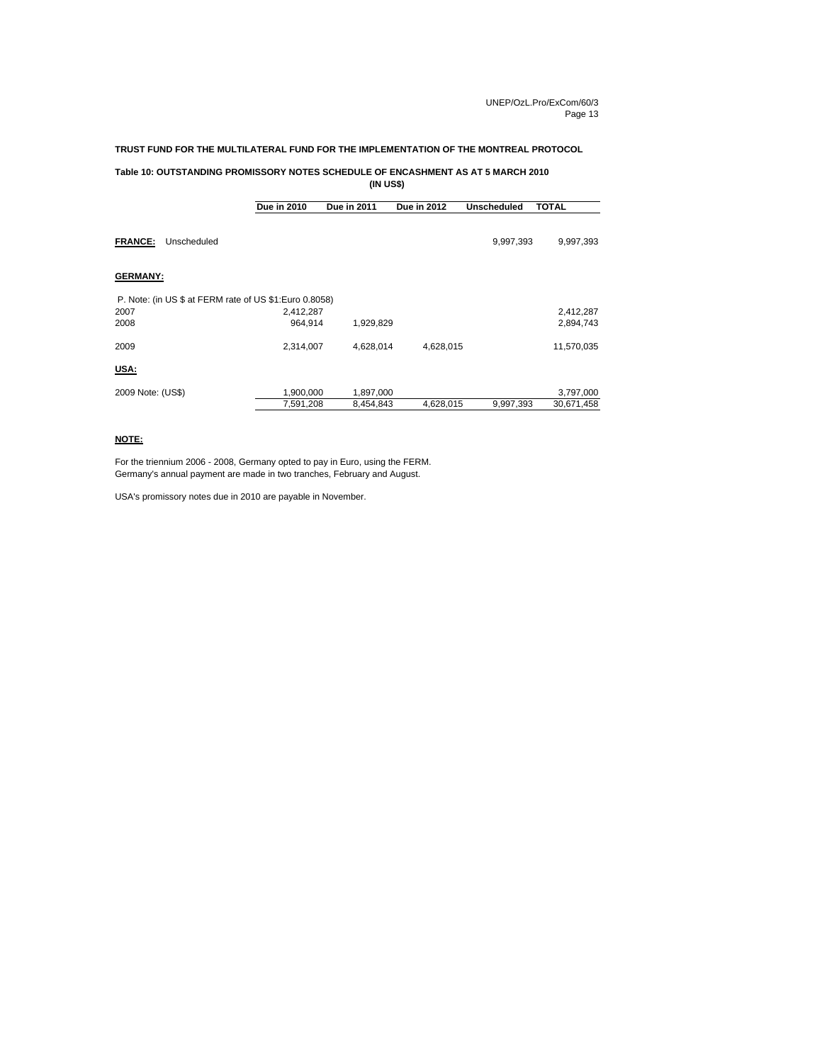**TRUST FUND FOR THE MULTILATERAL FUND FOR THE IMPLEMENTATION OF THE MONTREAL PROTOCOL**

**Table 10: OUTSTANDING PROMISSORY NOTES SCHEDULE OF ENCASHMENT AS AT 5 MARCH 2010**
**(IN US$)**

| | Due in 2010 | Due in 2011 | Due in 2012 | Unscheduled | TOTAL |
|---|---|---|---|---|---|
| **FRANCE:** Unscheduled | | | | 9,997,393 | 9,997,393 |
| **GERMANY:** | | | | | |
| P. Note: (in US $ at FERM rate of US $1:Euro 0.8058) | | | | | |
| 2007 | 2,412,287 | | | | 2,412,287 |
| 2008 | 964,914 | 1,929,829 | | | 2,894,743 |
| 2009 | 2,314,007 | 4,628,014 | 4,628,015 | | 11,570,035 |
| **USA:** | | | | | |
| 2009 Note: (US$) | 1,900,000 | 1,897,000 | | | 3,797,000 |
| | 7,591,208 | 8,454,843 | 4,628,015 | 9,997,393 | 30,671,458 |

**NOTE:**

For the triennium 2006 - 2008, Germany opted to pay in Euro, using the FERM.
Germany's annual payment are made in two tranches, February and August.

USA's promissory notes due in 2010 are payable in November.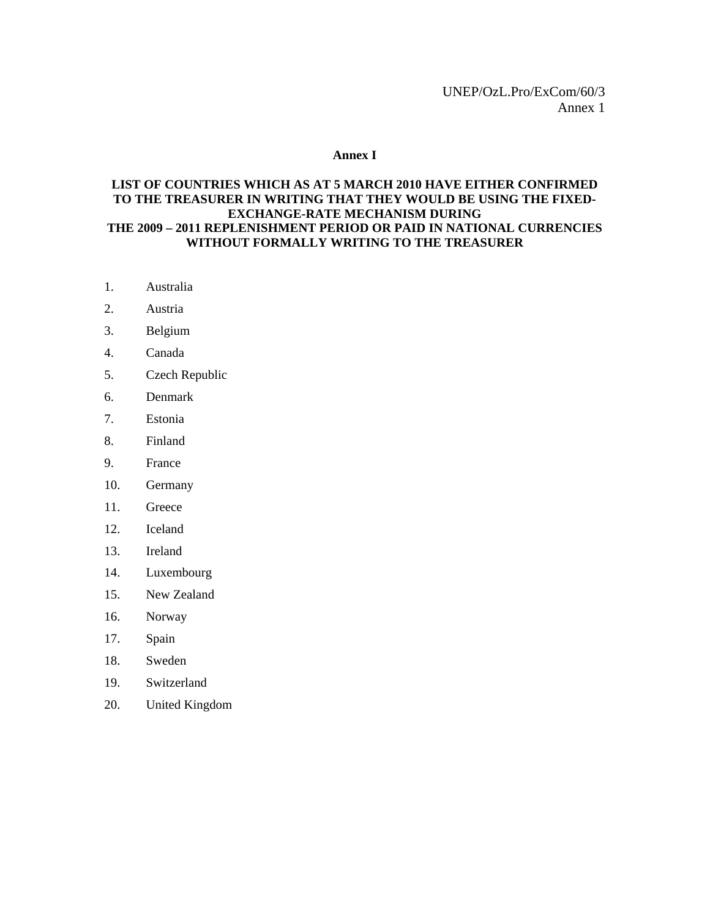# Annex I

## LIST OF COUNTRIES WHICH AS AT 5 MARCH 2010 HAVE EITHER CONFIRMED TO THE TREASURER IN WRITING THAT THEY WOULD BE USING THE FIXED-EXCHANGE-RATE MECHANISM DURING THE 2009 – 2011 REPLENISHMENT PERIOD OR PAID IN NATIONAL CURRENCIES WITHOUT FORMALLY WRITING TO THE TREASURER

1. Australia
2. Austria
3. Belgium
4. Canada
5. Czech Republic
6. Denmark
7. Estonia
8. Finland
9. France
10. Germany
11. Greece
12. Iceland
13. Ireland
14. Luxembourg
15. New Zealand
16. Norway
17. Spain
18. Sweden
19. Switzerland
20. United Kingdom